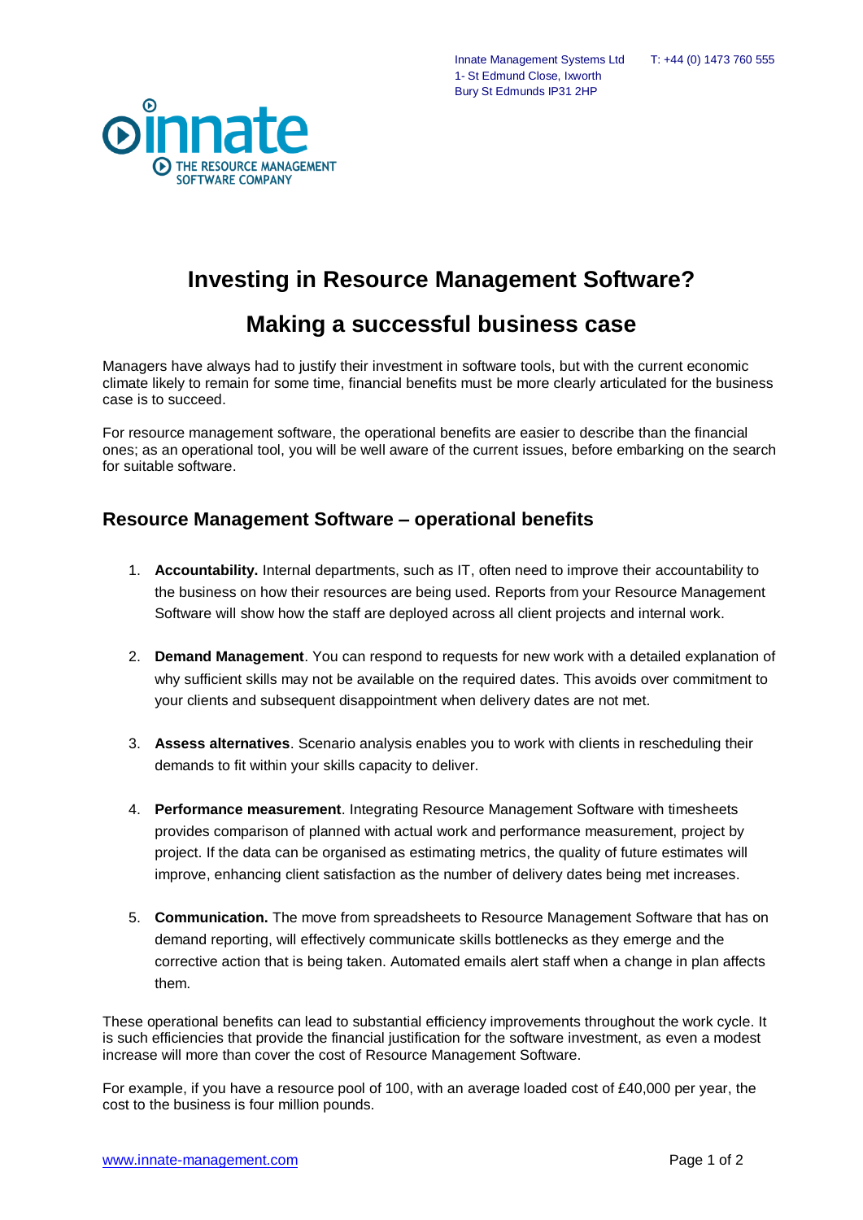Innate Management Systems Ltd
1- St Edmund Close, Ixworth
Bury St Edmunds IP31 2HP

T: +44 (0) 1473 760 555

# Investing in Resource Management Software?

# Making a successful business case

Managers have always had to justify their investment in software tools, but with the current economic climate likely to remain for some time, financial benefits must be more clearly articulated for the business case is to succeed.

For resource management software, the operational benefits are easier to describe than the financial ones; as an operational tool, you will be well aware of the current issues, before embarking on the search for suitable software.

## Resource Management Software – operational benefits

1. **Accountability.** Internal departments, such as IT, often need to improve their accountability to the business on how their resources are being used. Reports from your Resource Management Software will show how the staff are deployed across all client projects and internal work.

2. **Demand Management**. You can respond to requests for new work with a detailed explanation of why sufficient skills may not be available on the required dates. This avoids over commitment to your clients and subsequent disappointment when delivery dates are not met.

3. **Assess alternatives**. Scenario analysis enables you to work with clients in rescheduling their demands to fit within your skills capacity to deliver.

4. **Performance measurement**. Integrating Resource Management Software with timesheets provides comparison of planned with actual work and performance measurement, project by project. If the data can be organised as estimating metrics, the quality of future estimates will improve, enhancing client satisfaction as the number of delivery dates being met increases.

5. **Communication.** The move from spreadsheets to Resource Management Software that has on demand reporting, will effectively communicate skills bottlenecks as they emerge and the corrective action that is being taken. Automated emails alert staff when a change in plan affects them.

These operational benefits can lead to substantial efficiency improvements throughout the work cycle. It is such efficiencies that provide the financial justification for the software investment, as even a modest increase will more than cover the cost of Resource Management Software.

For example, if you have a resource pool of 100, with an average loaded cost of £40,000 per year, the cost to the business is four million pounds.

www.innate-management.com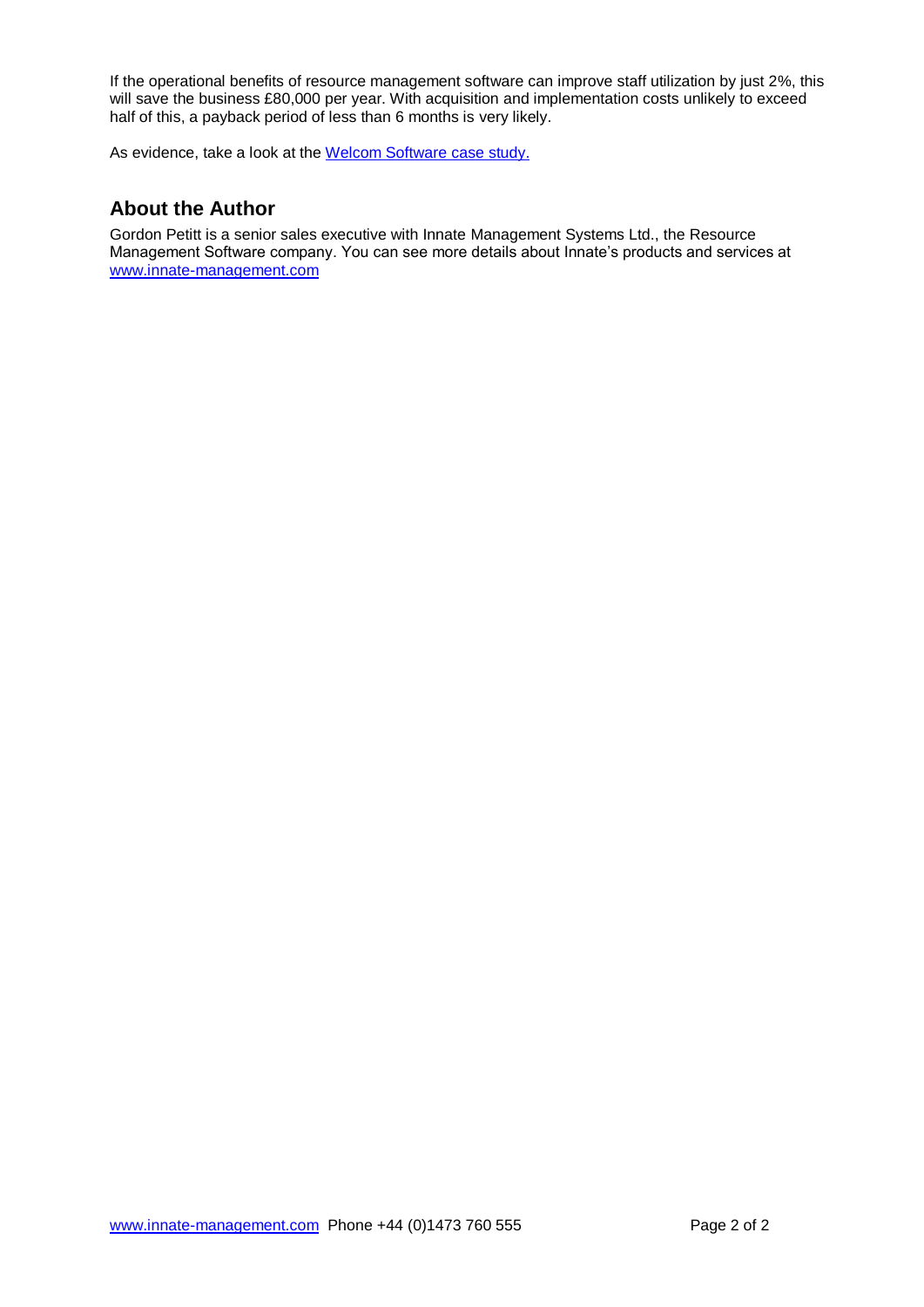If the operational benefits of resource management software can improve staff utilization by just 2%, this will save the business £80,000 per year. With acquisition and implementation costs unlikely to exceed half of this, a payback period of less than 6 months is very likely.

As evidence, take a look at the [Welcom Software case study.]()

## About the Author

Gordon Petitt is a senior sales executive with Innate Management Systems Ltd., the Resource Management Software company. You can see more details about Innate's products and services at [www.innate-management.com](http://www.innate-management.com)